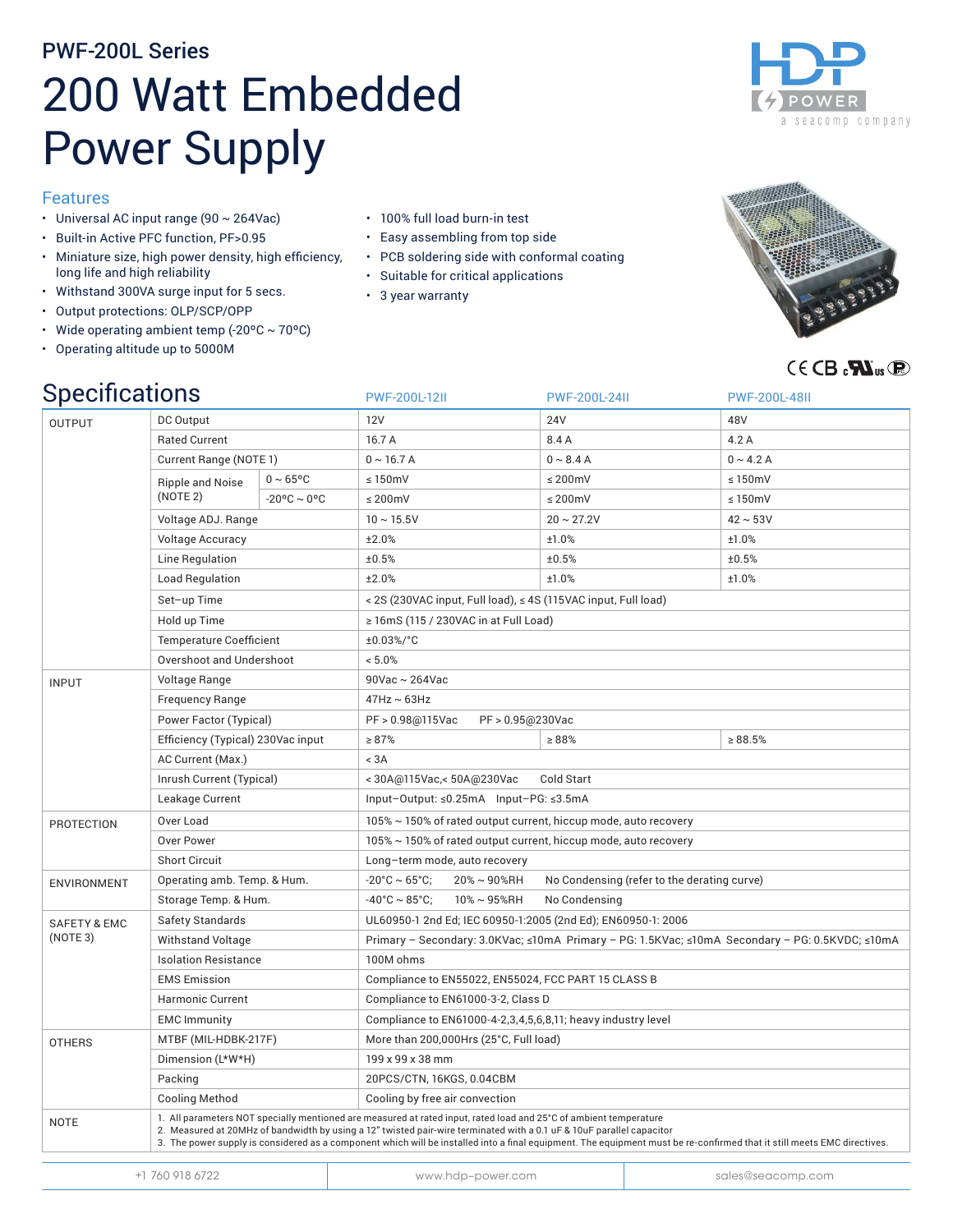PWF-200L Series

# 200 Watt Embedded Power Supply

## Features

- Universal AC input range (90 ~ 264Vac)
- Built-in Active PFC function, PF>0.95
- Miniature size, high power density, high efficiency, long life and high reliability
- Withstand 300VA surge input for 5 secs.
- Output protections: OLP/SCP/OPP
- Wide operating ambient temp (-20°C ~ 70°C)
- Operating altitude up to 5000M
- 100% full load burn-in test
- Easy assembling from top side
- PCB soldering side with conformal coating
- Suitable for critical applications
- 3 year warranty

## Specifications

| | | | PWF-200L-12II | PWF-200L-24II | PWF-200L-48II |
|---|---|---|---|---|---|
| OUTPUT | DC Output | | 12V | 24V | 48V |
| | Rated Current | | 16.7 A | 8.4 A | 4.2 A |
| | Current Range (NOTE 1) | | 0 ~ 16.7 A | 0 ~ 8.4 A | 0 ~ 4.2 A |
| | Ripple and Noise (NOTE 2) | 0 ~ 65°C | ≤ 150mV | ≤ 200mV | ≤ 150mV |
| | | -20°C ~ 0°C | ≤ 200mV | ≤ 200mV | ≤ 150mV |
| | Voltage ADJ. Range | | 10 ~ 15.5V | 20 ~ 27.2V | 42 ~ 53V |
| | Voltage Accuracy | | ±2.0% | ±1.0% | ±1.0% |
| | Line Regulation | | ±0.5% | ±0.5% | ±0.5% |
| | Load Regulation | | ±2.0% | ±1.0% | ±1.0% |
| | Set–up Time | | < 2S (230VAC input, Full load), ≤ 4S (115VAC input, Full load) | | |
| | Hold up Time | | ≥ 16mS (115 / 230VAC in at Full Load) | | |
| | Temperature Coefficient | | ±0.03%/°C | | |
| | Overshoot and Undershoot | | < 5.0% | | |
| INPUT | Voltage Range | | 90Vac ~ 264Vac | | |
| | Frequency Range | | 47Hz ~ 63Hz | | |
| | Power Factor (Typical) | | PF > 0.98@115Vac PF > 0.95@230Vac | | |
| | Efficiency (Typical) 230Vac input | | ≥ 87% | ≥ 88% | ≥ 88.5% |
| | AC Current (Max.) | | < 3A | | |
| | Inrush Current (Typical) | | < 30A@115Vac,< 50A@230Vac Cold Start | | |
| | Leakage Current | | Input–Output: ≤0.25mA Input–PG: ≤3.5mA | | |
| PROTECTION | Over Load | | 105% ~ 150% of rated output current, hiccup mode, auto recovery | | |
| | Over Power | | 105% ~ 150% of rated output current, hiccup mode, auto recovery | | |
| | Short Circuit | | Long–term mode, auto recovery | | |
| ENVIRONMENT | Operating amb. Temp. & Hum. | | -20°C ~ 65°C; 20% ~ 90%RH No Condensing (refer to the derating curve) | | |
| | Storage Temp. & Hum. | | -40°C ~ 85°C; 10% ~ 95%RH No Condensing | | |
| SAFETY & EMC (NOTE 3) | Safety Standards | | UL60950-1 2nd Ed; IEC 60950-1:2005 (2nd Ed); EN60950-1: 2006 | | |
| | Withstand Voltage | | Primary – Secondary: 3.0KVac; ≤10mA Primary – PG: 1.5KVac; ≤10mA Secondary – PG: 0.5KVDC; ≤10mA | | |
| | Isolation Resistance | | 100M ohms | | |
| | EMS Emission | | Compliance to EN55022, EN55024, FCC PART 15 CLASS B | | |
| | Harmonic Current | | Compliance to EN61000-3-2, Class D | | |
| | EMC Immunity | | Compliance to EN61000-4-2,3,4,5,6,8,11; heavy industry level | | |
| OTHERS | MTBF (MIL-HDBK-217F) | | More than 200,000Hrs (25°C, Full load) | | |
| | Dimension (L*W*H) | | 199 x 99 x 38 mm | | |
| | Packing | | 20PCS/CTN, 16KGS, 0.04CBM | | |
| | Cooling Method | | Cooling by free air convection | | |

NOTE

1. All parameters NOT specially mentioned are measured at rated input, rated load and 25°C of ambient temperature
2. Measured at 20MHz of bandwidth by using a 12" twisted pair-wire terminated with a 0.1 uF & 10uF parallel capacitor
3. The power supply is considered as a component which will be installed into a final equipment. The equipment must be re-confirmed that it still meets EMC directives.

+1 760 918 6722 | www.hdp-power.com | sales@seacomp.com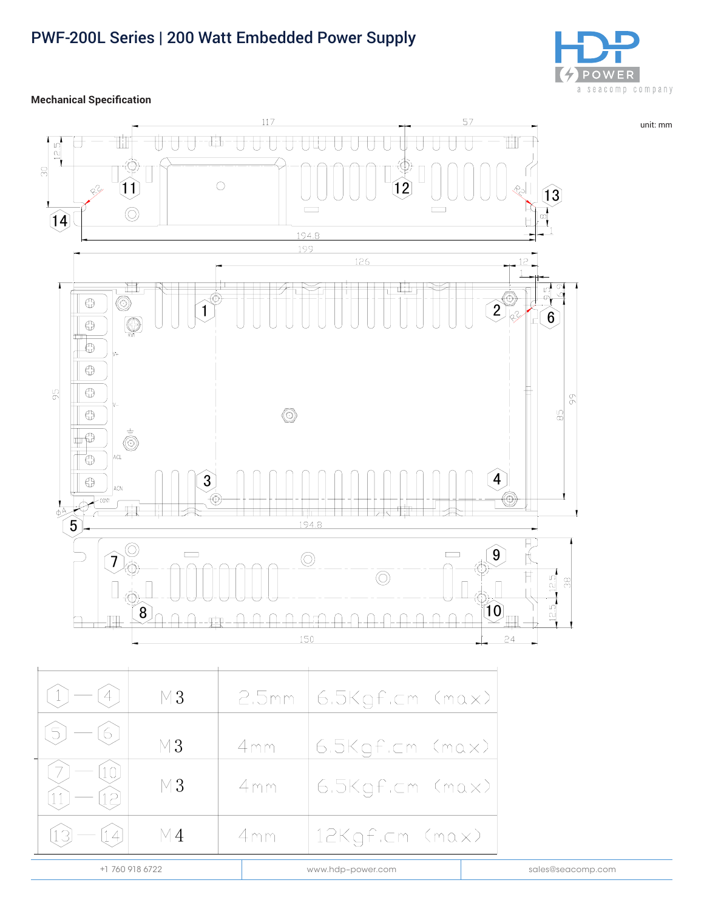# PWF-200L Series | 200 Watt Embedded Power Supply

### Mechanical Specification

unit: mm

| Screw position | Size | Max. penetration | Torque |
|---|---|---|---|
| 1 — 4 | M3 | 2.5mm | 6.5Kgf.cm (max) |
| 5 — 6 | M3 | 4mm | 6.5Kgf.cm (max) |
| 7 — 10, 11 — 12 | M3 | 4mm | 6.5Kgf.cm (max) |
| 13 — 14 | M4 | 4mm | 12Kgf.cm (max) |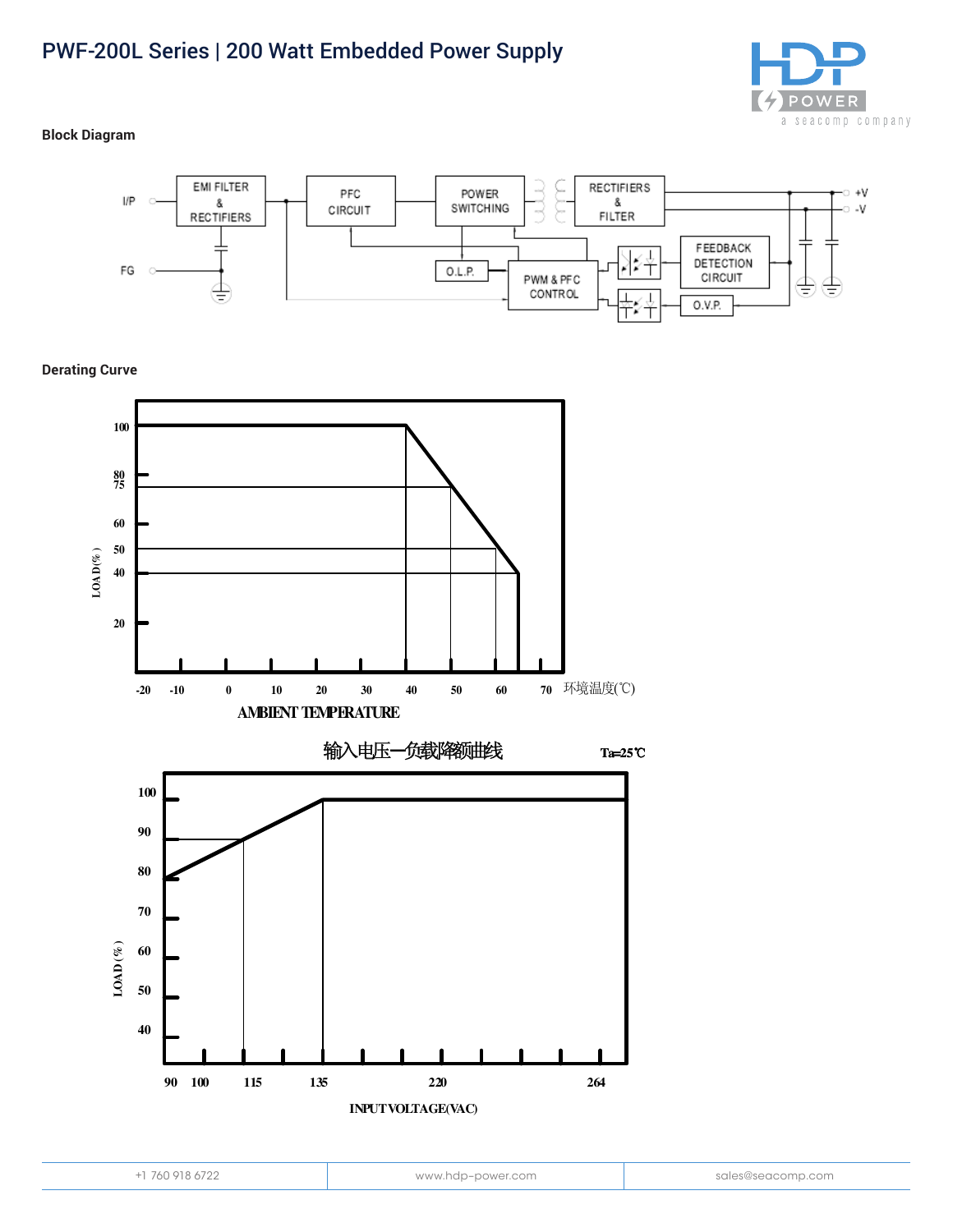# PWF-200L Series | 200 Watt Embedded Power Supply

### Block Diagram

I/P

FG

EMI FILTER & RECTIFIERS

PFC CIRCUIT

POWER SWITCHING

RECTIFIERS & FILTER

+V

-V

O.L.P.

PWM & PFC CONTROL

FEEDBACK DETECTION CIRCUIT

O.V.P.

### Derating Curve

100

80

75

60

50

40

20

LOAD (%)

-20 -10 0 10 20 30 40 50 60 70 环境温度(℃)

AMBIENT TEMPERATURE

输入电压—负载降额曲线

Ta=25℃

100

90

80

70

60

50

40

LOAD (%)

90 100 115 135 220 264

INPUT VOLTAGE(VAC)